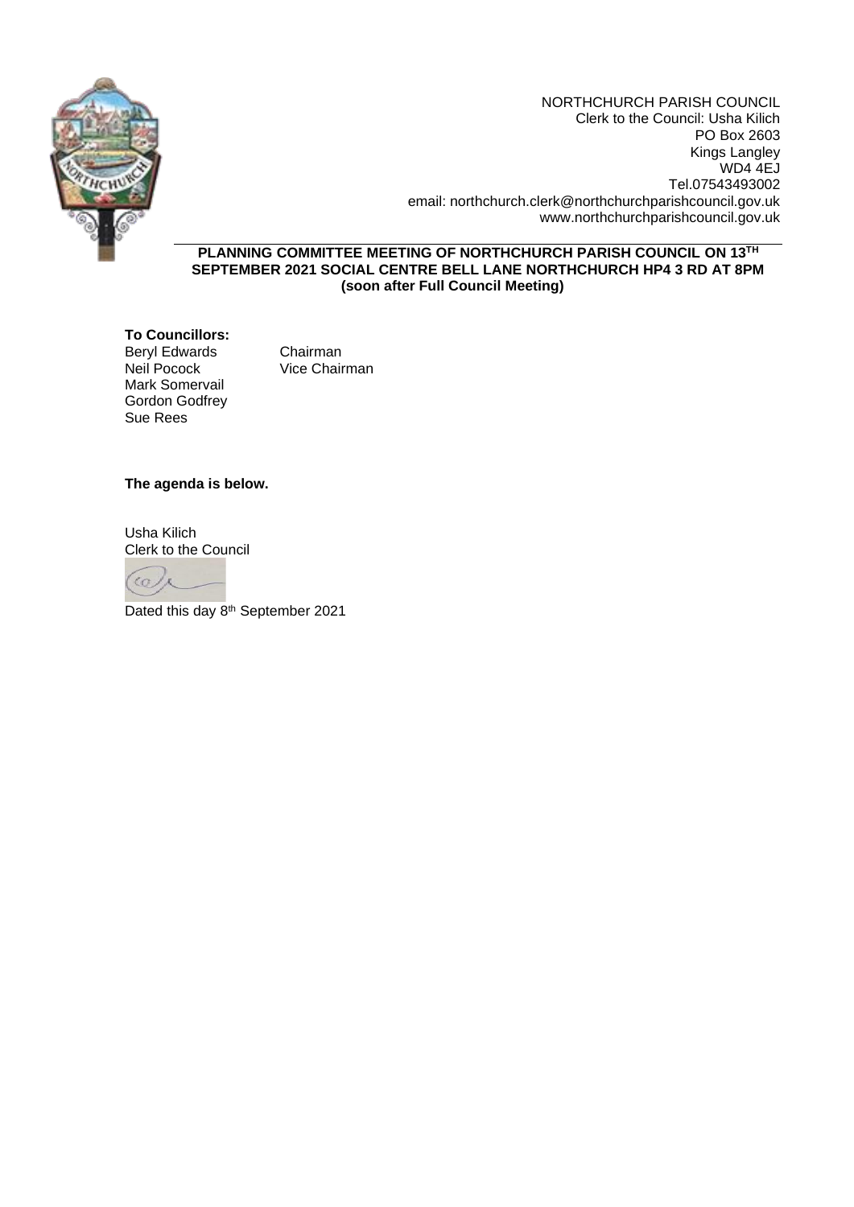NORTHCHURCH PARISH COUNCIL
Clerk to the Council: Usha Kilich
PO Box 2603
Kings Langley
WD4 4EJ
Tel.07543493002
email: northchurch.clerk@northchurchparishcouncil.gov.uk
www.northchurchparishcouncil.gov.uk

**PLANNING COMMITTEE MEETING OF NORTHCHURCH PARISH COUNCIL ON 13TH SEPTEMBER 2021 SOCIAL CENTRE BELL LANE NORTHCHURCH HP4 3 RD AT 8PM (soon after Full Council Meeting)**

**To Councillors:**

| | |
|---|---|
| Beryl Edwards | Chairman |
| Neil Pocock | Vice Chairman |
| Mark Somervail | |
| Gordon Godfrey | |
| Sue Rees | |

**The agenda is below.**

Usha Kilich
Clerk to the Council

Dated this day 8th September 2021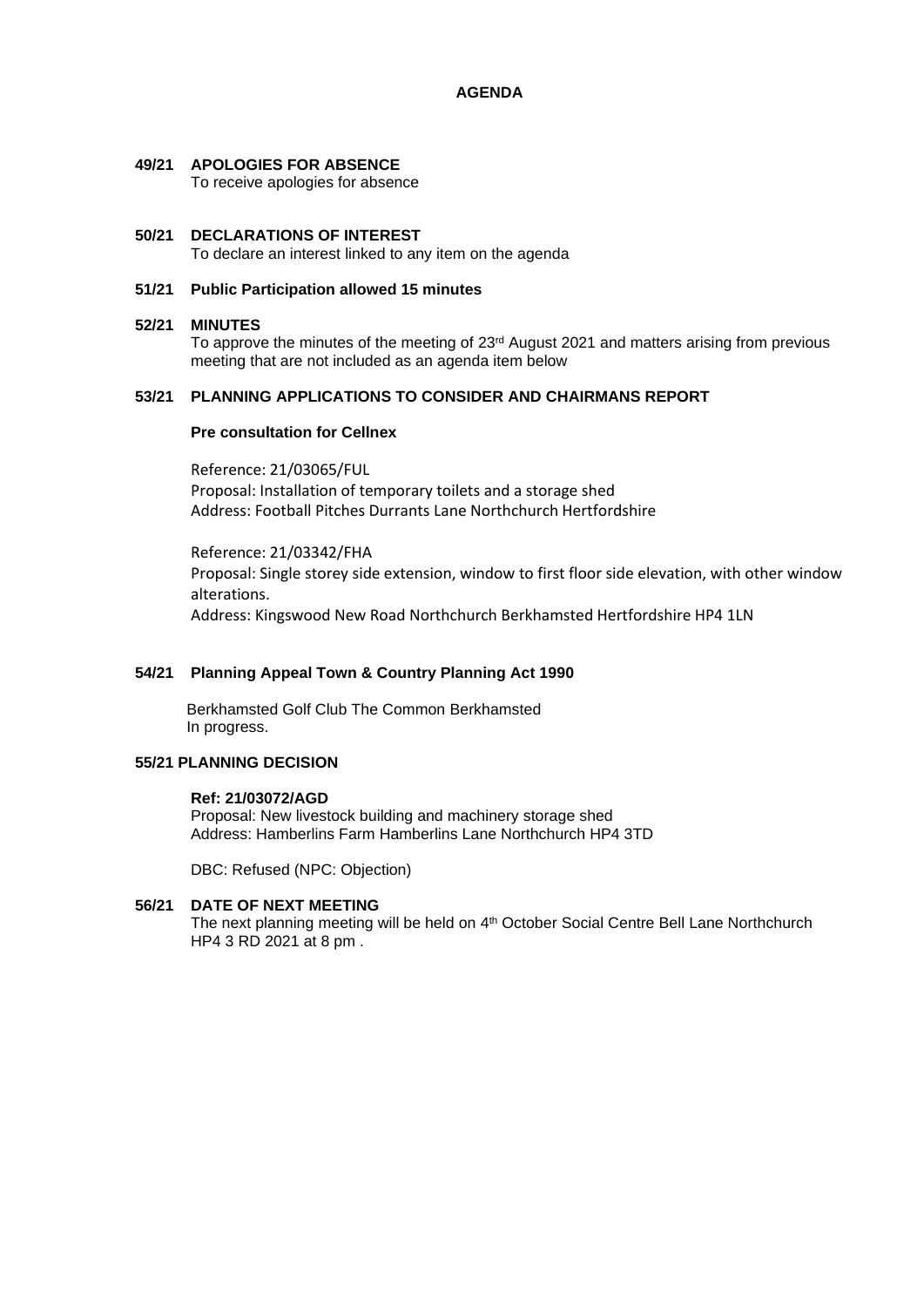# AGENDA

**49/21 APOLOGIES FOR ABSENCE**
To receive apologies for absence

**50/21 DECLARATIONS OF INTEREST**
To declare an interest linked to any item on the agenda

**51/21 Public Participation allowed 15 minutes**

**52/21 MINUTES**
To approve the minutes of the meeting of 23rd August 2021 and matters arising from previous meeting that are not included as an agenda item below

**53/21 PLANNING APPLICATIONS TO CONSIDER AND CHAIRMANS REPORT**

**Pre consultation for Cellnex**

Reference: 21/03065/FUL
Proposal: Installation of temporary toilets and a storage shed
Address: Football Pitches Durrants Lane Northchurch Hertfordshire

Reference: 21/03342/FHA
Proposal: Single storey side extension, window to first floor side elevation, with other window alterations.
Address: Kingswood New Road Northchurch Berkhamsted Hertfordshire HP4 1LN

**54/21 Planning Appeal Town & Country Planning Act 1990**

Berkhamsted Golf Club The Common Berkhamsted
In progress.

**55/21 PLANNING DECISION**

**Ref: 21/03072/AGD**
Proposal: New livestock building and machinery storage shed
Address: Hamberlins Farm Hamberlins Lane Northchurch HP4 3TD

DBC: Refused (NPC: Objection)

**56/21 DATE OF NEXT MEETING**
The next planning meeting will be held on 4th October Social Centre Bell Lane Northchurch HP4 3 RD 2021 at 8 pm .